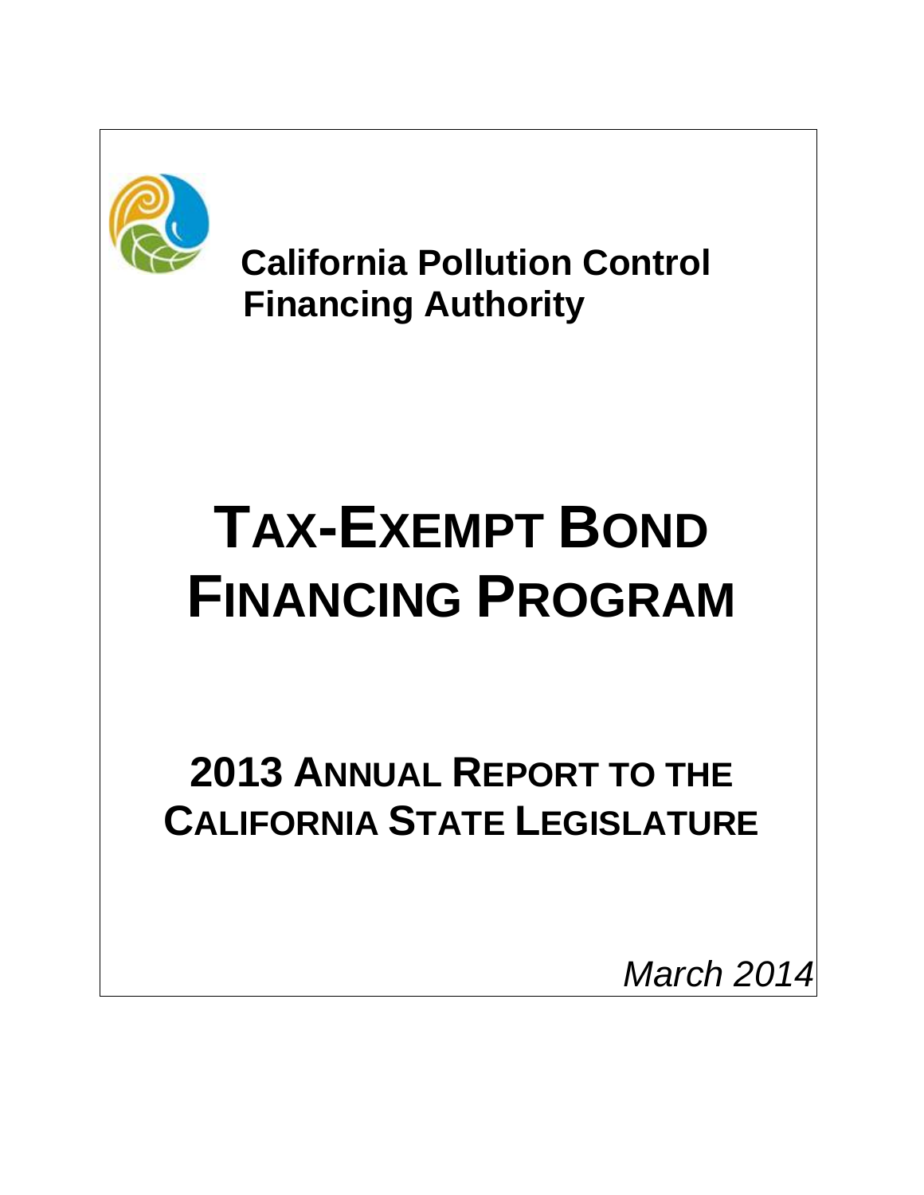**California Pollution Control Financing Authority**

# TAX-EXEMPT BOND FINANCING PROGRAM

## 2013 ANNUAL REPORT TO THE CALIFORNIA STATE LEGISLATURE

*March 2014*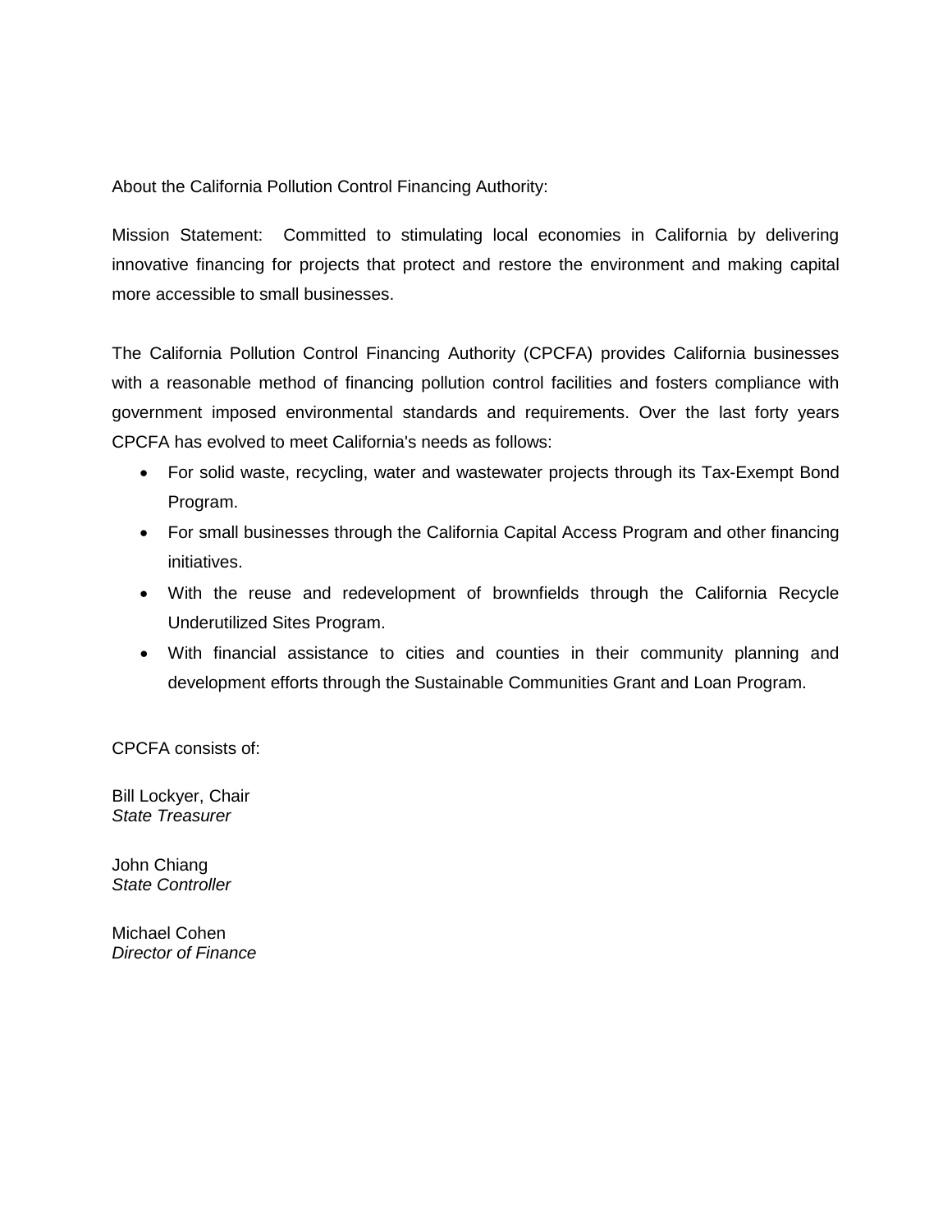About the California Pollution Control Financing Authority:

Mission Statement: Committed to stimulating local economies in California by delivering innovative financing for projects that protect and restore the environment and making capital more accessible to small businesses.

The California Pollution Control Financing Authority (CPCFA) provides California businesses with a reasonable method of financing pollution control facilities and fosters compliance with government imposed environmental standards and requirements. Over the last forty years CPCFA has evolved to meet California's needs as follows:

- For solid waste, recycling, water and wastewater projects through its Tax-Exempt Bond Program.
- For small businesses through the California Capital Access Program and other financing initiatives.
- With the reuse and redevelopment of brownfields through the California Recycle Underutilized Sites Program.
- With financial assistance to cities and counties in their community planning and development efforts through the Sustainable Communities Grant and Loan Program.

CPCFA consists of:

Bill Lockyer, Chair
*State Treasurer*

John Chiang
*State Controller*

Michael Cohen
*Director of Finance*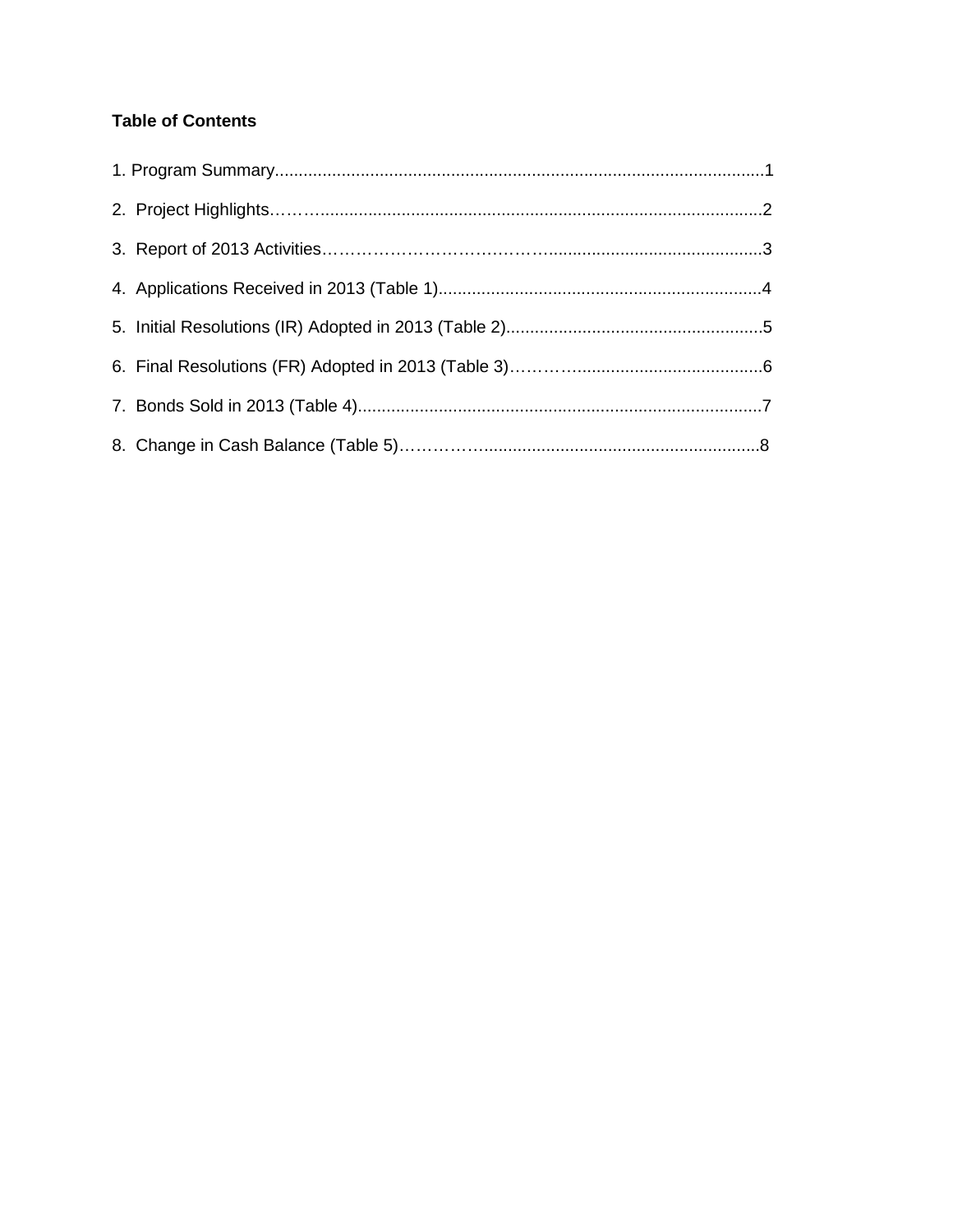**Table of Contents**

1. Program Summary........................................................................................................1

2. Project Highlights……….............................................................................................2

3. Report of 2013 Activities………………………………….............................................3

4. Applications Received in 2013 (Table 1)....................................................................4

5. Initial Resolutions (IR) Adopted in 2013 (Table 2)......................................................5

6. Final Resolutions (FR) Adopted in 2013 (Table 3)………….......................................6

7. Bonds Sold in 2013 (Table 4)......................................................................................7

8. Change in Cash Balance (Table 5)…………...........................................................8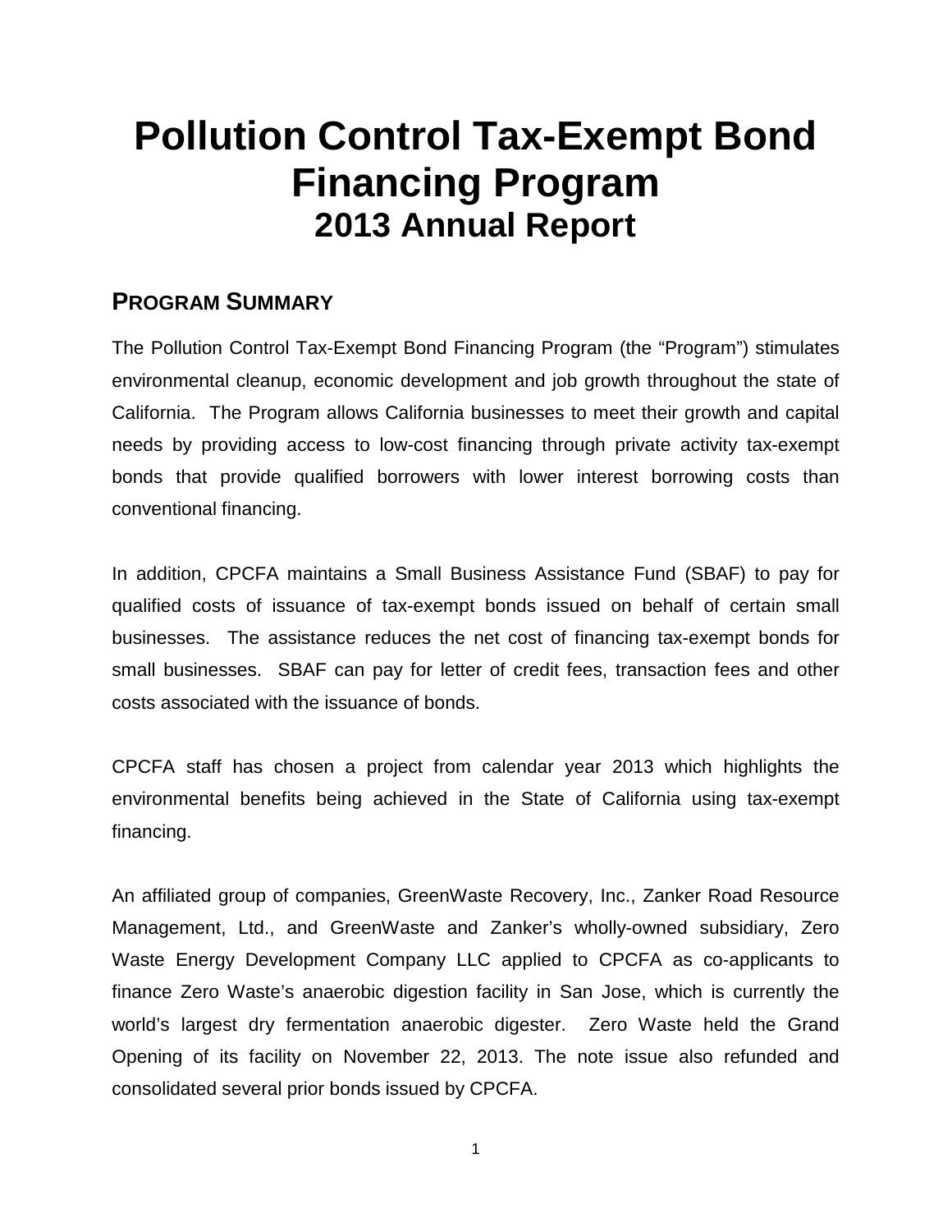# Pollution Control Tax-Exempt Bond Financing Program
## 2013 Annual Report

### PROGRAM SUMMARY

The Pollution Control Tax-Exempt Bond Financing Program (the "Program") stimulates environmental cleanup, economic development and job growth throughout the state of California. The Program allows California businesses to meet their growth and capital needs by providing access to low-cost financing through private activity tax-exempt bonds that provide qualified borrowers with lower interest borrowing costs than conventional financing.

In addition, CPCFA maintains a Small Business Assistance Fund (SBAF) to pay for qualified costs of issuance of tax-exempt bonds issued on behalf of certain small businesses. The assistance reduces the net cost of financing tax-exempt bonds for small businesses. SBAF can pay for letter of credit fees, transaction fees and other costs associated with the issuance of bonds.

CPCFA staff has chosen a project from calendar year 2013 which highlights the environmental benefits being achieved in the State of California using tax-exempt financing.

An affiliated group of companies, GreenWaste Recovery, Inc., Zanker Road Resource Management, Ltd., and GreenWaste and Zanker's wholly-owned subsidiary, Zero Waste Energy Development Company LLC applied to CPCFA as co-applicants to finance Zero Waste's anaerobic digestion facility in San Jose, which is currently the world's largest dry fermentation anaerobic digester. Zero Waste held the Grand Opening of its facility on November 22, 2013. The note issue also refunded and consolidated several prior bonds issued by CPCFA.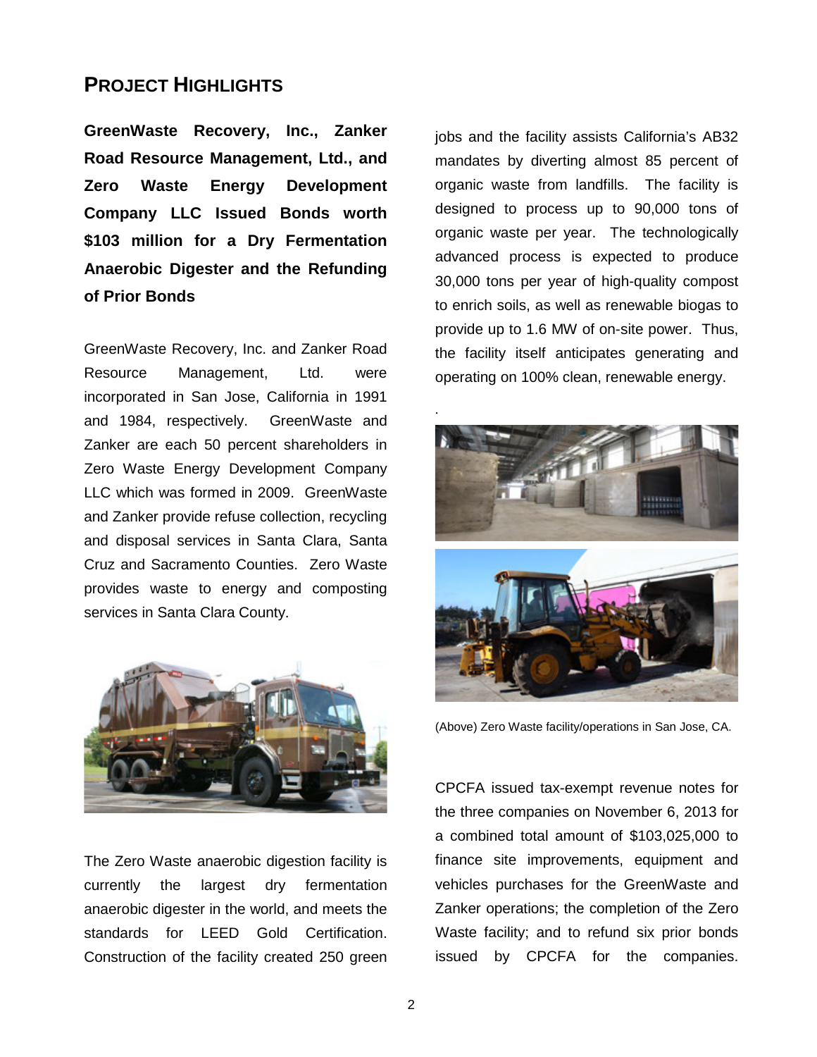## Project Highlights

**GreenWaste Recovery, Inc., Zanker Road Resource Management, Ltd., and Zero Waste Energy Development Company LLC Issued Bonds worth $103 million for a Dry Fermentation Anaerobic Digester and the Refunding of Prior Bonds**

GreenWaste Recovery, Inc. and Zanker Road Resource Management, Ltd. were incorporated in San Jose, California in 1991 and 1984, respectively. GreenWaste and Zanker are each 50 percent shareholders in Zero Waste Energy Development Company LLC which was formed in 2009. GreenWaste and Zanker provide refuse collection, recycling and disposal services in Santa Clara, Santa Cruz and Sacramento Counties. Zero Waste provides waste to energy and composting services in Santa Clara County.

The Zero Waste anaerobic digestion facility is currently the largest dry fermentation anaerobic digester in the world, and meets the standards for LEED Gold Certification. Construction of the facility created 250 green jobs and the facility assists California's AB32 mandates by diverting almost 85 percent of organic waste from landfills. The facility is designed to process up to 90,000 tons of organic waste per year. The technologically advanced process is expected to produce 30,000 tons per year of high-quality compost to enrich soils, as well as renewable biogas to provide up to 1.6 MW of on-site power. Thus, the facility itself anticipates generating and operating on 100% clean, renewable energy.

(Above) Zero Waste facility/operations in San Jose, CA.

CPCFA issued tax-exempt revenue notes for the three companies on November 6, 2013 for a combined total amount of $103,025,000 to finance site improvements, equipment and vehicles purchases for the GreenWaste and Zanker operations; the completion of the Zero Waste facility; and to refund six prior bonds issued by CPCFA for the companies.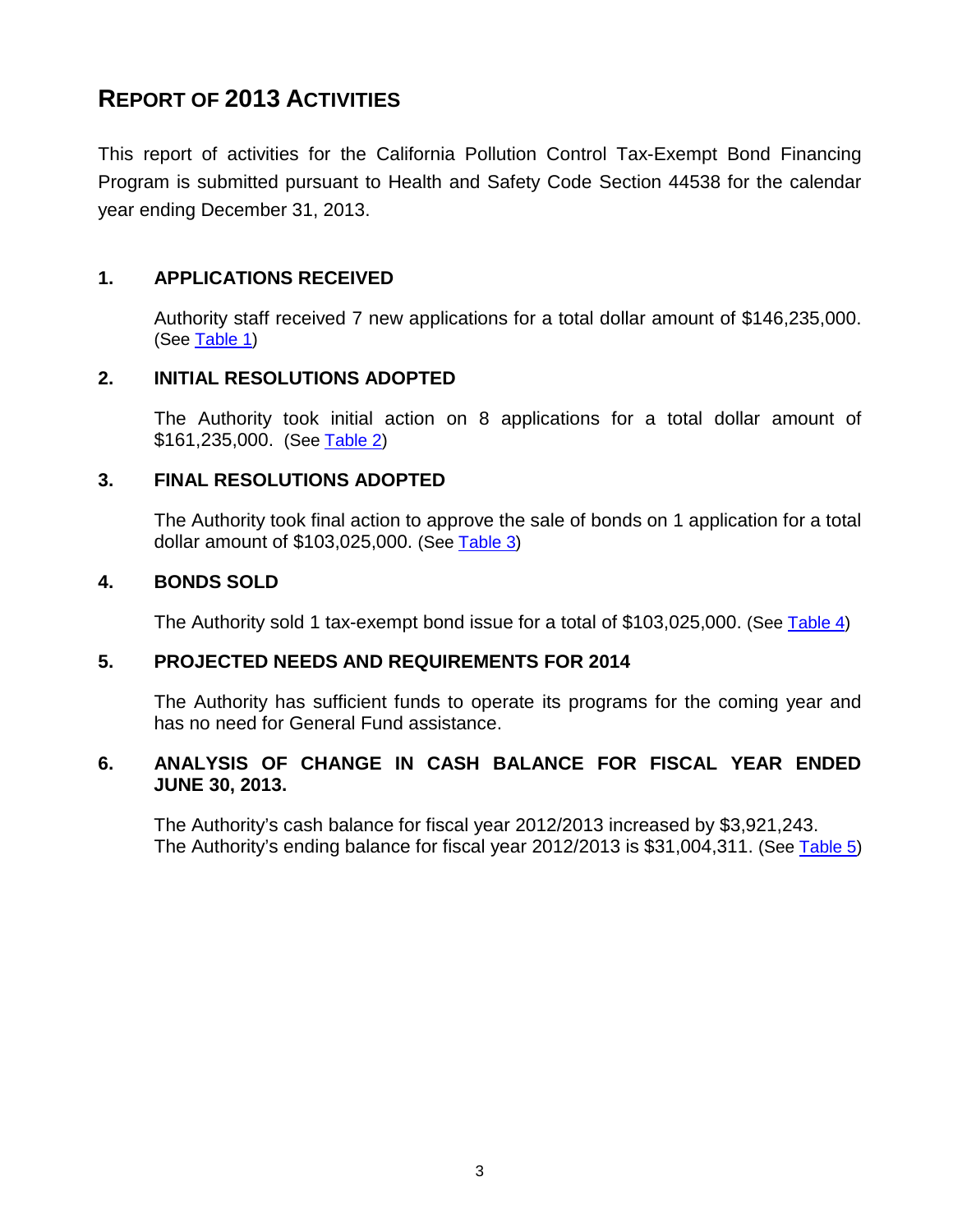# REPORT OF 2013 ACTIVITIES

This report of activities for the California Pollution Control Tax-Exempt Bond Financing Program is submitted pursuant to Health and Safety Code Section 44538 for the calendar year ending December 31, 2013.

## 1. APPLICATIONS RECEIVED

Authority staff received 7 new applications for a total dollar amount of $146,235,000. (See Table 1)

## 2. INITIAL RESOLUTIONS ADOPTED

The Authority took initial action on 8 applications for a total dollar amount of $161,235,000. (See Table 2)

## 3. FINAL RESOLUTIONS ADOPTED

The Authority took final action to approve the sale of bonds on 1 application for a total dollar amount of $103,025,000. (See Table 3)

## 4. BONDS SOLD

The Authority sold 1 tax-exempt bond issue for a total of $103,025,000. (See Table 4)

## 5. PROJECTED NEEDS AND REQUIREMENTS FOR 2014

The Authority has sufficient funds to operate its programs for the coming year and has no need for General Fund assistance.

## 6. ANALYSIS OF CHANGE IN CASH BALANCE FOR FISCAL YEAR ENDED JUNE 30, 2013.

The Authority's cash balance for fiscal year 2012/2013 increased by $3,921,243.
The Authority's ending balance for fiscal year 2012/2013 is $31,004,311. (See Table 5)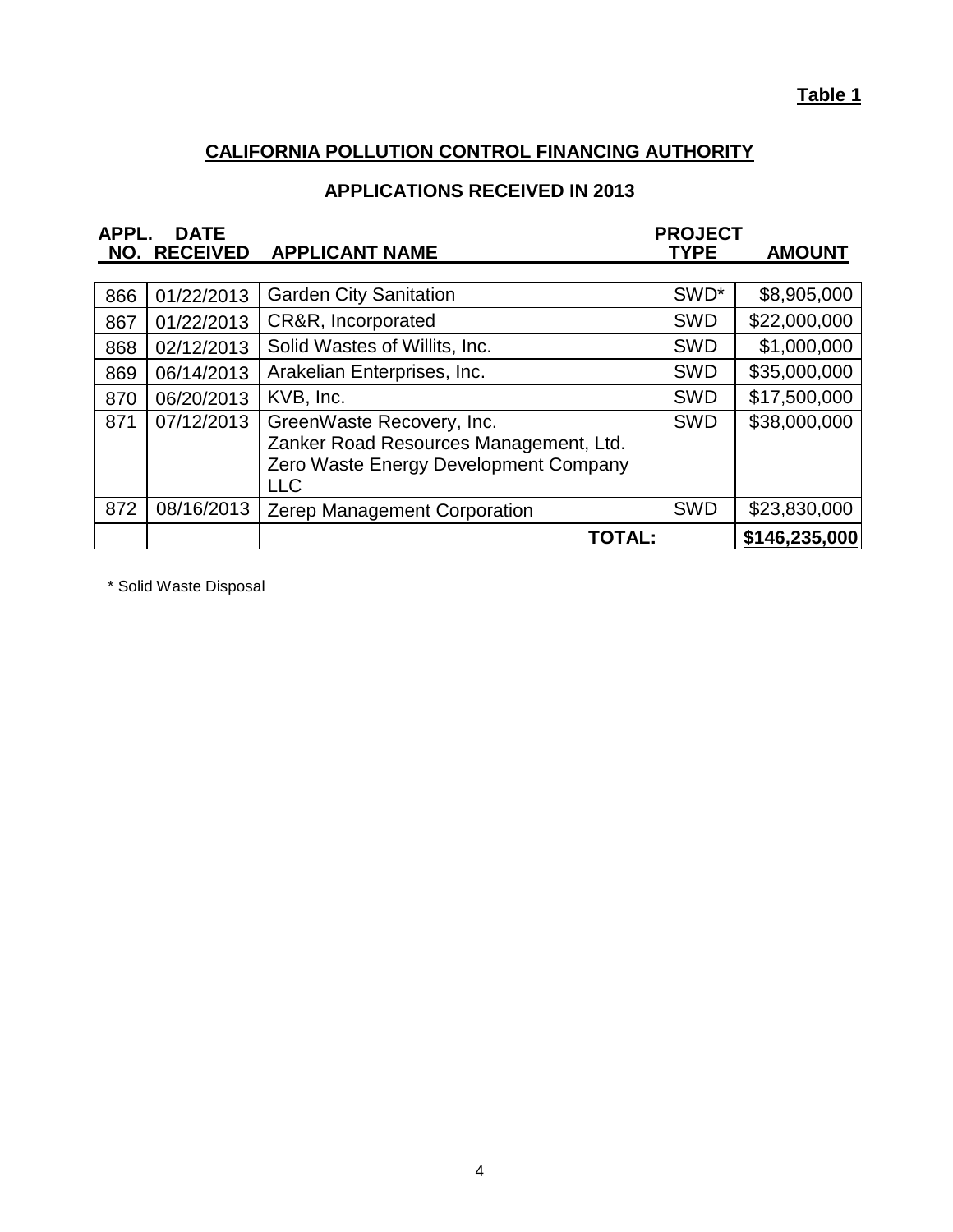**Table 1**

## CALIFORNIA POLLUTION CONTROL FINANCING AUTHORITY

### APPLICATIONS RECEIVED IN 2013

| APPL. NO. | DATE RECEIVED | APPLICANT NAME | PROJECT TYPE | AMOUNT |
|---|---|---|---|---|
| 866 | 01/22/2013 | Garden City Sanitation | SWD* | $8,905,000 |
| 867 | 01/22/2013 | CR&R, Incorporated | SWD | $22,000,000 |
| 868 | 02/12/2013 | Solid Wastes of Willits, Inc. | SWD | $1,000,000 |
| 869 | 06/14/2013 | Arakelian Enterprises, Inc. | SWD | $35,000,000 |
| 870 | 06/20/2013 | KVB, Inc. | SWD | $17,500,000 |
| 871 | 07/12/2013 | GreenWaste Recovery, Inc.<br>Zanker Road Resources Management, Ltd.<br>Zero Waste Energy Development Company LLC | SWD | $38,000,000 |
| 872 | 08/16/2013 | Zerep Management Corporation | SWD | $23,830,000 |
| | | **TOTAL:** | | **$146,235,000** |

\* Solid Waste Disposal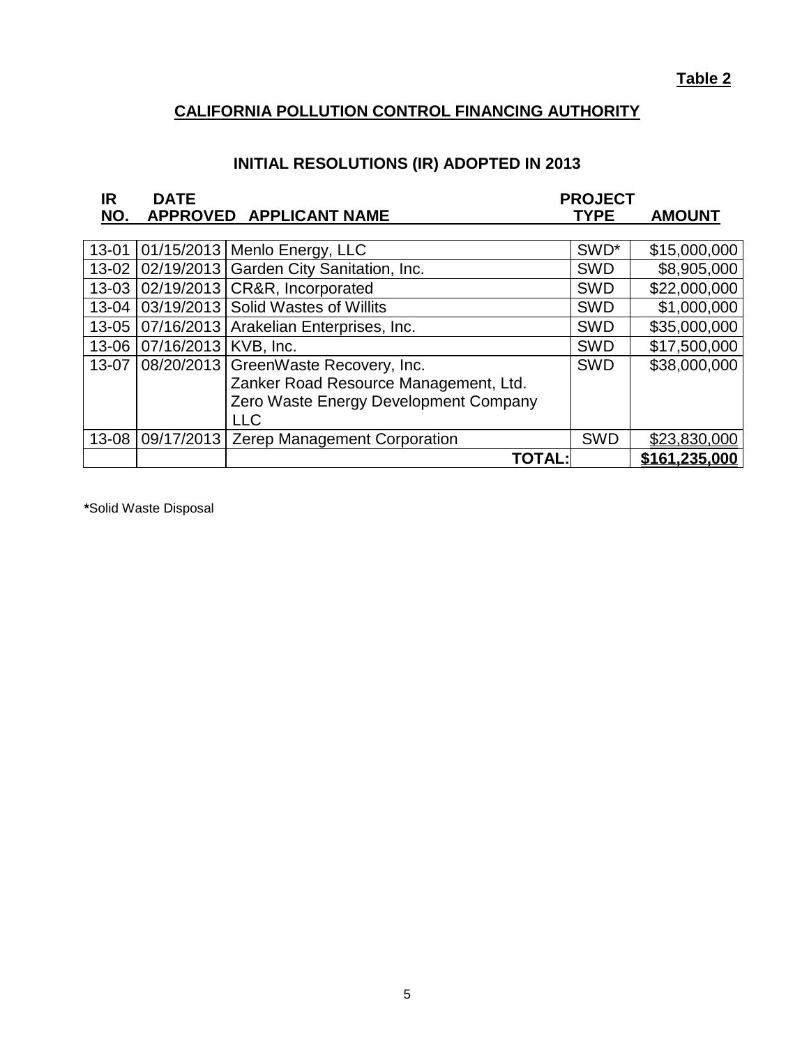**Table 2**

## CALIFORNIA POLLUTION CONTROL FINANCING AUTHORITY

### INITIAL RESOLUTIONS (IR) ADOPTED IN 2013

| IR NO. | DATE APPROVED | APPLICANT NAME | PROJECT TYPE | AMOUNT |
|---|---|---|---|---|
| 13-01 | 01/15/2013 | Menlo Energy, LLC | SWD* | $15,000,000 |
| 13-02 | 02/19/2013 | Garden City Sanitation, Inc. | SWD | $8,905,000 |
| 13-03 | 02/19/2013 | CR&R, Incorporated | SWD | $22,000,000 |
| 13-04 | 03/19/2013 | Solid Wastes of Willits | SWD | $1,000,000 |
| 13-05 | 07/16/2013 | Arakelian Enterprises, Inc. | SWD | $35,000,000 |
| 13-06 | 07/16/2013 | KVB, Inc. | SWD | $17,500,000 |
| 13-07 | 08/20/2013 | GreenWaste Recovery, Inc.<br>Zanker Road Resource Management, Ltd.<br>Zero Waste Energy Development Company LLC | SWD | $38,000,000 |
| 13-08 | 09/17/2013 | Zerep Management Corporation | SWD | $23,830,000 |
| | | **TOTAL:** | | **$161,235,000** |

***Solid Waste Disposal**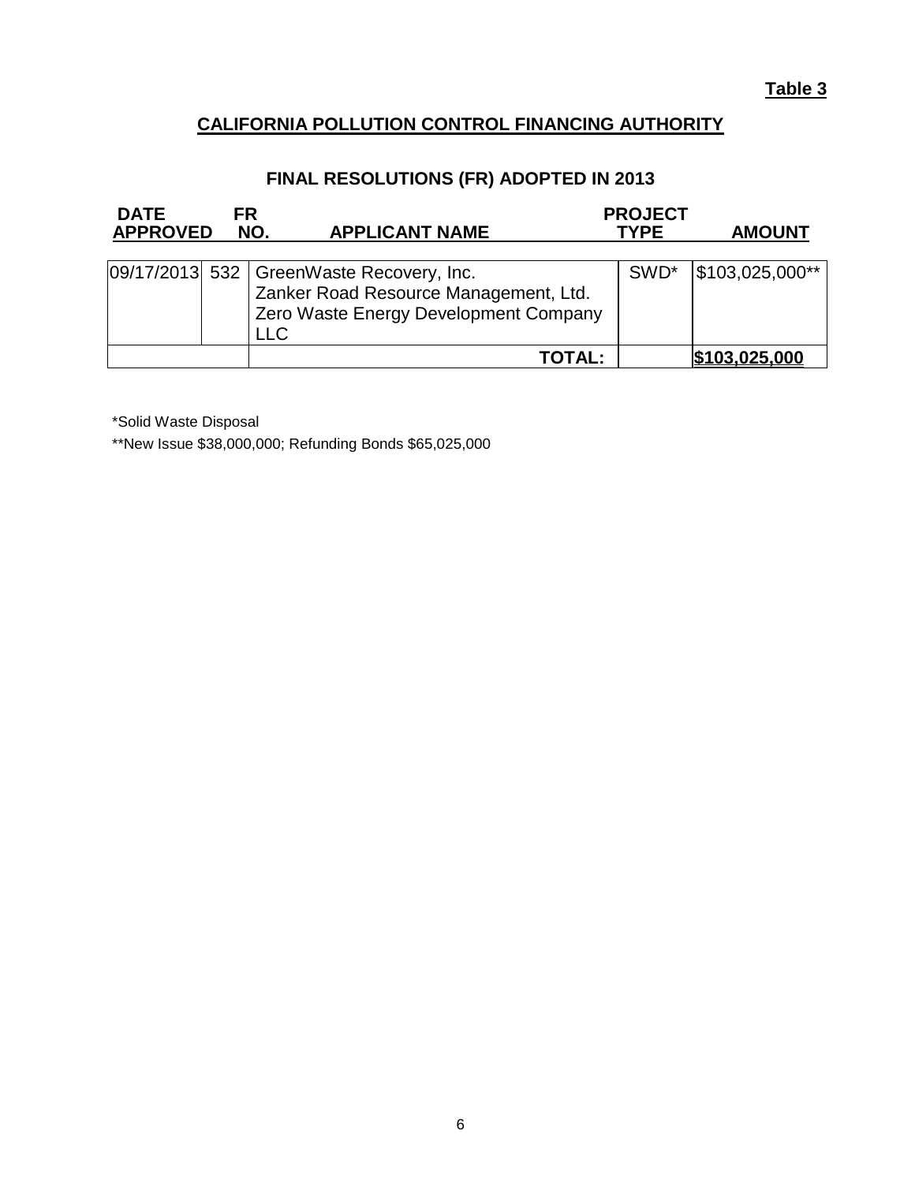**Table 3**

## CALIFORNIA POLLUTION CONTROL FINANCING AUTHORITY

### FINAL RESOLUTIONS (FR) ADOPTED IN 2013

| DATE APPROVED | FR NO. | APPLICANT NAME | PROJECT TYPE | AMOUNT |
|---|---|---|---|---|
| 09/17/2013 | 532 | GreenWaste Recovery, Inc.<br>Zanker Road Resource Management, Ltd.<br>Zero Waste Energy Development Company LLC | SWD* | $103,025,000** |
| | | **TOTAL:** | | **$103,025,000** |

*Solid Waste Disposal

**New Issue $38,000,000; Refunding Bonds $65,025,000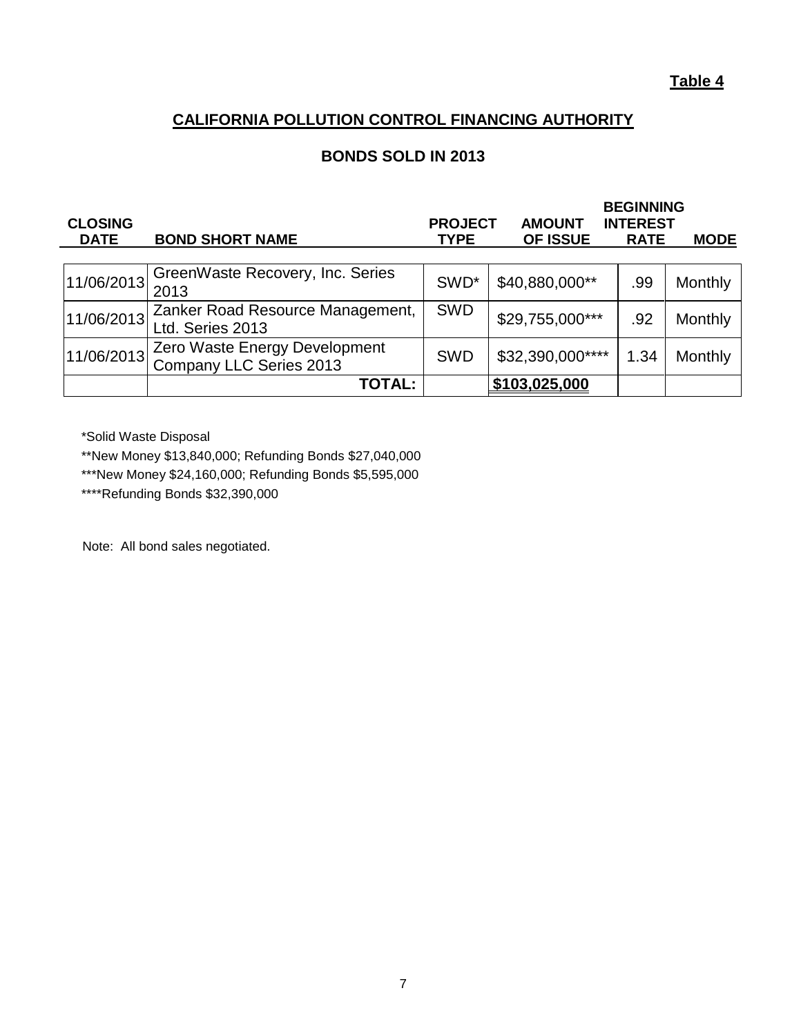**Table 4**

## CALIFORNIA POLLUTION CONTROL FINANCING AUTHORITY

### BONDS SOLD IN 2013

| CLOSING DATE | BOND SHORT NAME | PROJECT TYPE | AMOUNT OF ISSUE | BEGINNING INTEREST RATE | MODE |
|---|---|---|---|---|---|
| 11/06/2013 | GreenWaste Recovery, Inc. Series 2013 | SWD* | $40,880,000** | .99 | Monthly |
| 11/06/2013 | Zanker Road Resource Management, Ltd. Series 2013 | SWD | $29,755,000*** | .92 | Monthly |
| 11/06/2013 | Zero Waste Energy Development Company LLC Series 2013 | SWD | $32,390,000**** | 1.34 | Monthly |
| | **TOTAL:** | | **$103,025,000** | | |

*Solid Waste Disposal

**New Money $13,840,000; Refunding Bonds $27,040,000

***New Money $24,160,000; Refunding Bonds $5,595,000

****Refunding Bonds $32,390,000

Note: All bond sales negotiated.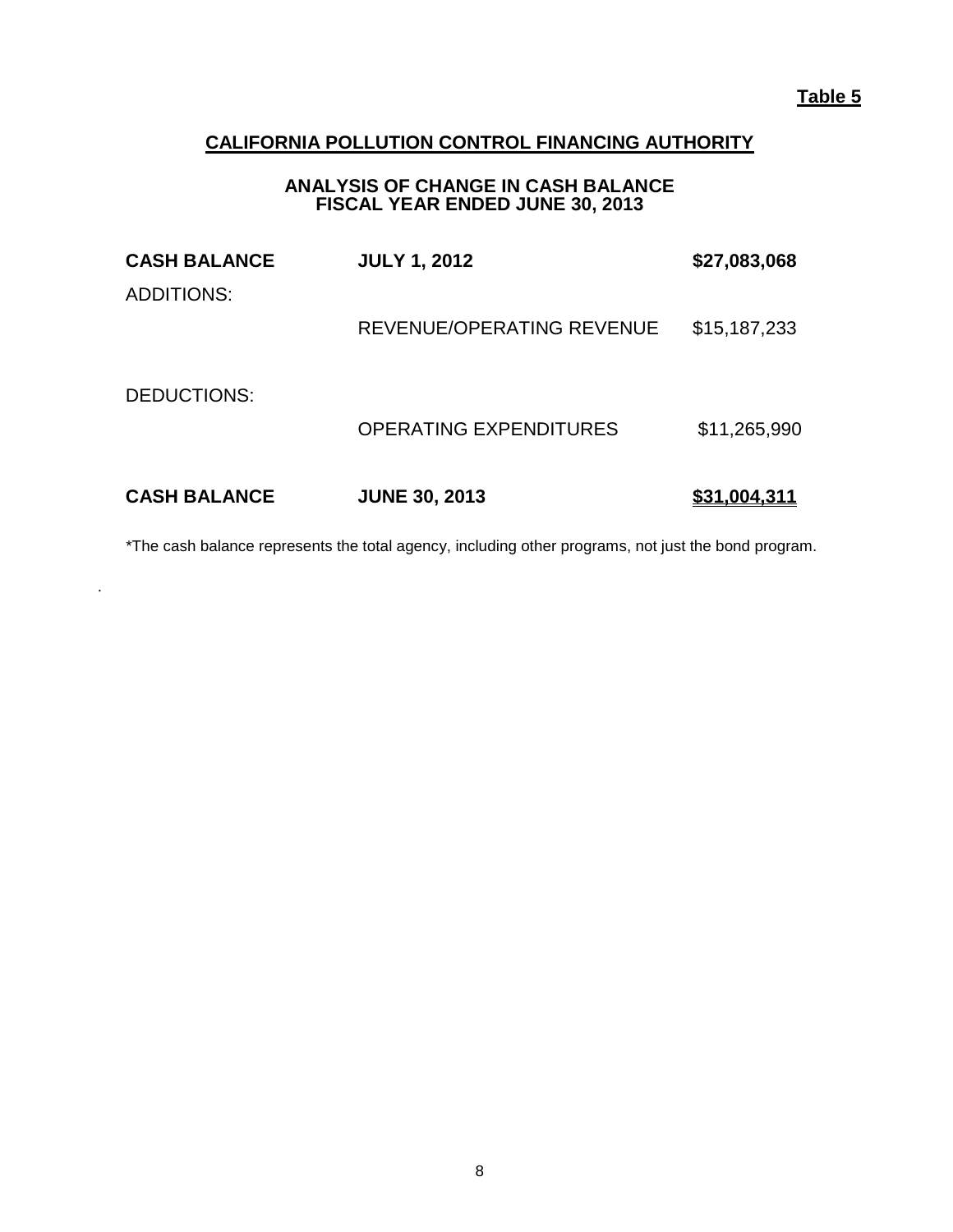Table 5

## CALIFORNIA POLLUTION CONTROL FINANCING AUTHORITY

### ANALYSIS OF CHANGE IN CASH BALANCE
### FISCAL YEAR ENDED JUNE 30, 2013

| | | |
|---|---|---|
| **CASH BALANCE** | **JULY 1, 2012** | **$27,083,068** |
| ADDITIONS: | | |
| | REVENUE/OPERATING REVENUE | $15,187,233 |
| DEDUCTIONS: | | |
| | OPERATING EXPENDITURES | $11,265,990 |
| **CASH BALANCE** | **JUNE 30, 2013** | **$31,004,311** |

*The cash balance represents the total agency, including other programs, not just the bond program.